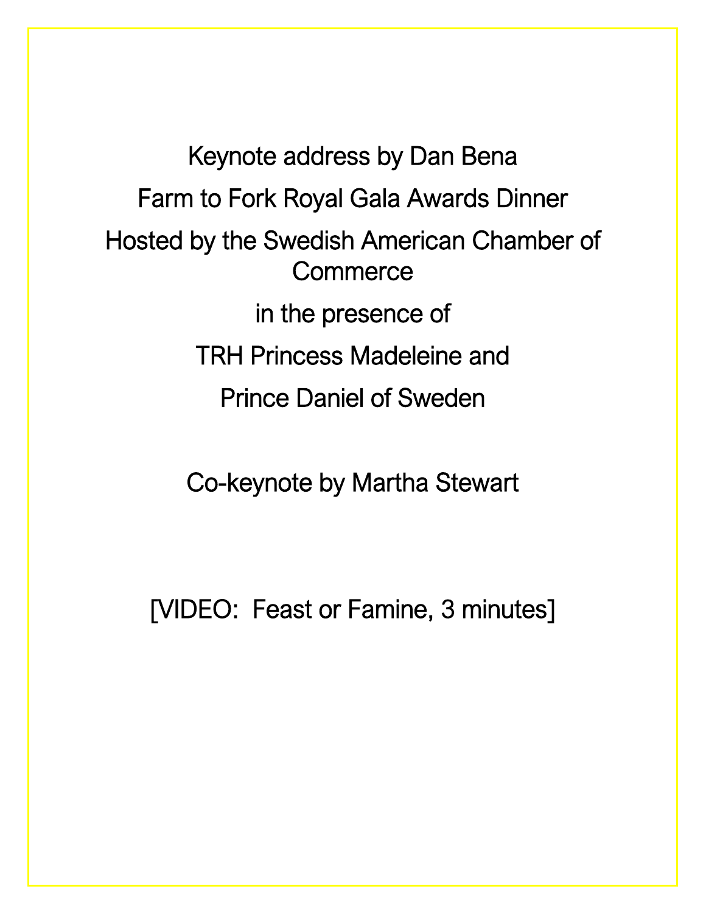Keynote address by Dan Bena

Farm to Fork Royal Gala Awards Dinner

Hosted by the Swedish American Chamber of Commerce

in the presence of

TRH Princess Madeleine and

Prince Daniel of Sweden

Co-keynote by Martha Stewart

[VIDEO: Feast or Famine, 3 minutes]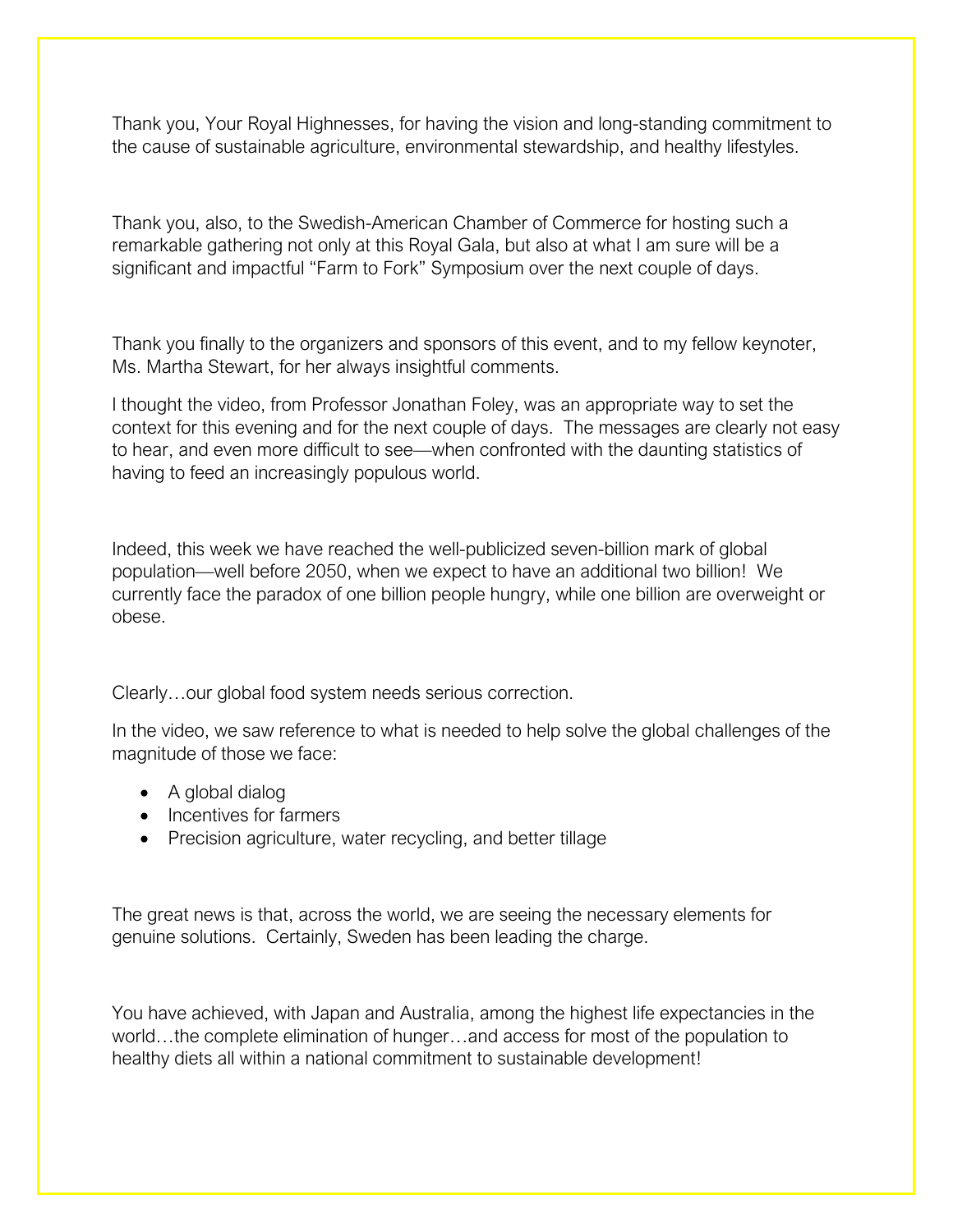Thank you, Your Royal Highnesses, for having the vision and long-standing commitment to the cause of sustainable agriculture, environmental stewardship, and healthy lifestyles.

Thank you, also, to the Swedish-American Chamber of Commerce for hosting such a remarkable gathering not only at this Royal Gala, but also at what I am sure will be a significant and impactful "Farm to Fork" Symposium over the next couple of days.

Thank you finally to the organizers and sponsors of this event, and to my fellow keynoter, Ms. Martha Stewart, for her always insightful comments.

I thought the video, from Professor Jonathan Foley, was an appropriate way to set the context for this evening and for the next couple of days. The messages are clearly not easy to hear, and even more difficult to see—when confronted with the daunting statistics of having to feed an increasingly populous world.

Indeed, this week we have reached the well-publicized seven-billion mark of global population—well before 2050, when we expect to have an additional two billion! We currently face the paradox of one billion people hungry, while one billion are overweight or obese.

Clearly…our global food system needs serious correction.

In the video, we saw reference to what is needed to help solve the global challenges of the magnitude of those we face:

- A global dialog
- Incentives for farmers
- Precision agriculture, water recycling, and better tillage

The great news is that, across the world, we are seeing the necessary elements for genuine solutions. Certainly, Sweden has been leading the charge.

You have achieved, with Japan and Australia, among the highest life expectancies in the world…the complete elimination of hunger…and access for most of the population to healthy diets all within a national commitment to sustainable development!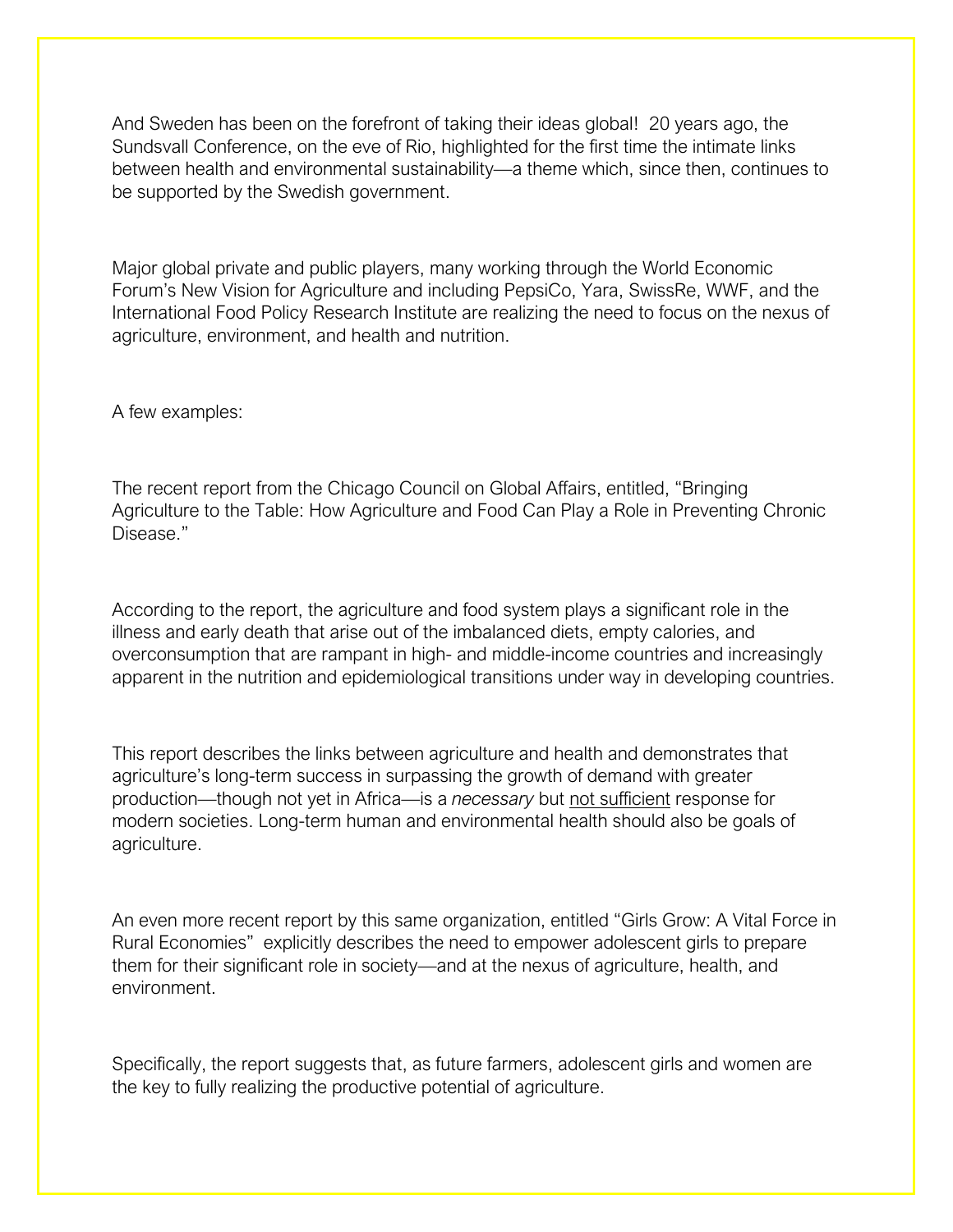And Sweden has been on the forefront of taking their ideas global!  20 years ago, the Sundsvall Conference, on the eve of Rio, highlighted for the first time the intimate links between health and environmental sustainability—a theme which, since then, continues to be supported by the Swedish government.

Major global private and public players, many working through the World Economic Forum's New Vision for Agriculture and including PepsiCo, Yara, SwissRe, WWF, and the International Food Policy Research Institute are realizing the need to focus on the nexus of agriculture, environment, and health and nutrition.

A few examples:

The recent report from the Chicago Council on Global Affairs, entitled, "Bringing Agriculture to the Table: How Agriculture and Food Can Play a Role in Preventing Chronic Disease."

According to the report, the agriculture and food system plays a significant role in the illness and early death that arise out of the imbalanced diets, empty calories, and overconsumption that are rampant in high- and middle-income countries and increasingly apparent in the nutrition and epidemiological transitions under way in developing countries.

This report describes the links between agriculture and health and demonstrates that agriculture's long-term success in surpassing the growth of demand with greater production—though not yet in Africa—is a *necessary* but <u>not sufficient</u> response for modern societies. Long-term human and environmental health should also be goals of agriculture.

An even more recent report by this same organization, entitled "Girls Grow: A Vital Force in Rural Economies"  explicitly describes the need to empower adolescent girls to prepare them for their significant role in society—and at the nexus of agriculture, health, and environment.

Specifically, the report suggests that, as future farmers, adolescent girls and women are the key to fully realizing the productive potential of agriculture.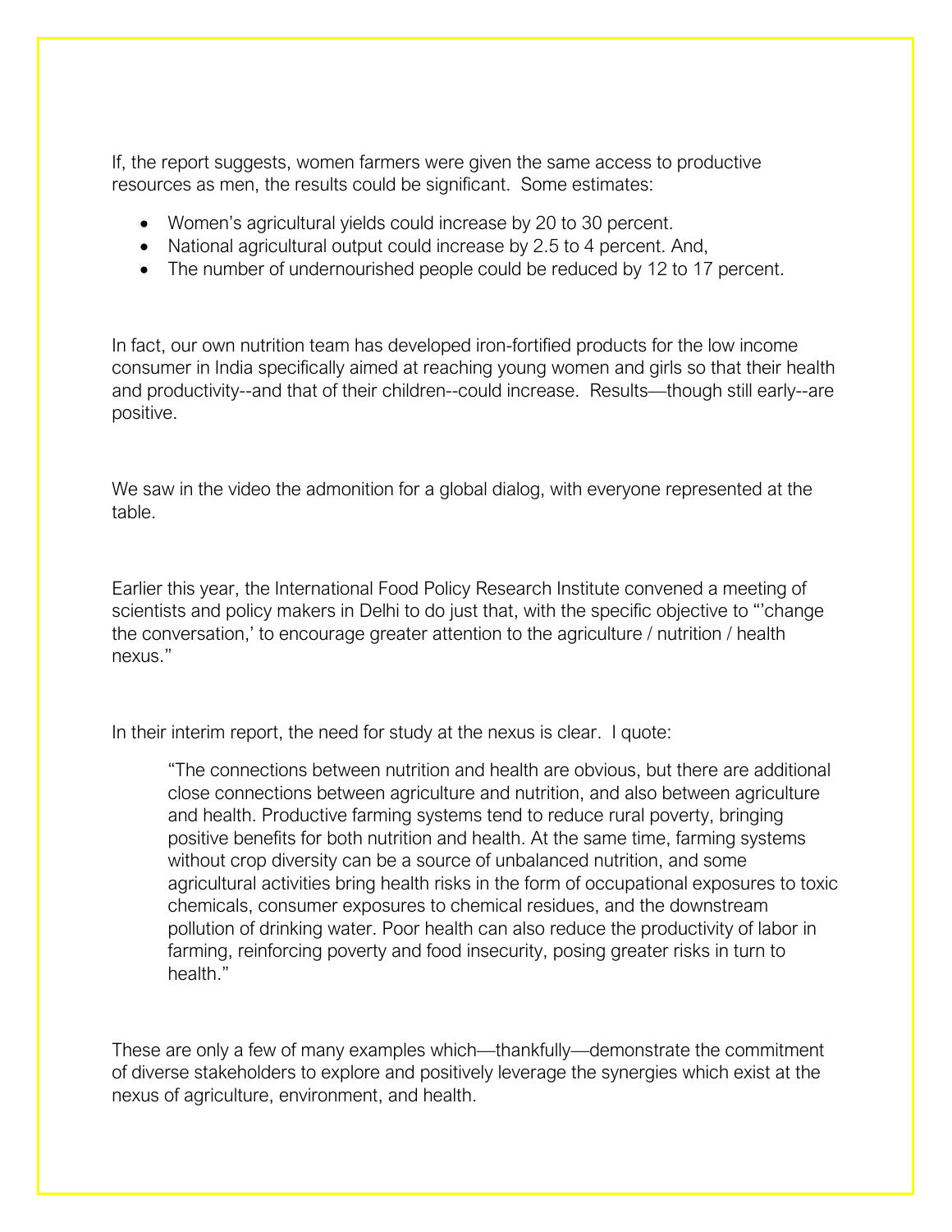If, the report suggests, women farmers were given the same access to productive resources as men, the results could be significant.  Some estimates:

- Women's agricultural yields could increase by 20 to 30 percent.
- National agricultural output could increase by 2.5 to 4 percent. And,
- The number of undernourished people could be reduced by 12 to 17 percent.

In fact, our own nutrition team has developed iron-fortified products for the low income consumer in India specifically aimed at reaching young women and girls so that their health and productivity--and that of their children--could increase.  Results—though still early--are positive.

We saw in the video the admonition for a global dialog, with everyone represented at the table.

Earlier this year, the International Food Policy Research Institute convened a meeting of scientists and policy makers in Delhi to do just that, with the specific objective to "'change the conversation,' to encourage greater attention to the agriculture / nutrition / health nexus."

In their interim report, the need for study at the nexus is clear.  I quote:

> "The connections between nutrition and health are obvious, but there are additional close connections between agriculture and nutrition, and also between agriculture and health. Productive farming systems tend to reduce rural poverty, bringing positive benefits for both nutrition and health. At the same time, farming systems without crop diversity can be a source of unbalanced nutrition, and some agricultural activities bring health risks in the form of occupational exposures to toxic chemicals, consumer exposures to chemical residues, and the downstream pollution of drinking water. Poor health can also reduce the productivity of labor in farming, reinforcing poverty and food insecurity, posing greater risks in turn to health."

These are only a few of many examples which—thankfully—demonstrate the commitment of diverse stakeholders to explore and positively leverage the synergies which exist at the nexus of agriculture, environment, and health.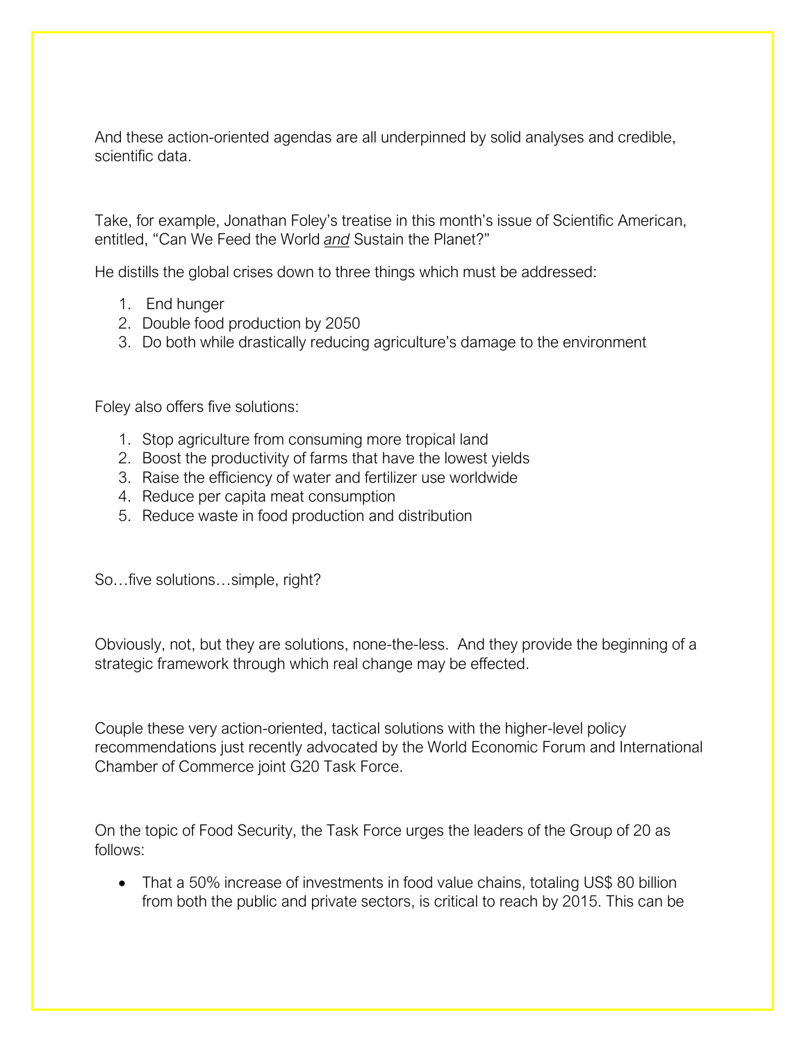And these action-oriented agendas are all underpinned by solid analyses and credible, scientific data.

Take, for example, Jonathan Foley's treatise in this month's issue of Scientific American, entitled, "Can We Feed the World *and* Sustain the Planet?"

He distills the global crises down to three things which must be addressed:

1. End hunger
2. Double food production by 2050
3. Do both while drastically reducing agriculture's damage to the environment

Foley also offers five solutions:

1. Stop agriculture from consuming more tropical land
2. Boost the productivity of farms that have the lowest yields
3. Raise the efficiency of water and fertilizer use worldwide
4. Reduce per capita meat consumption
5. Reduce waste in food production and distribution

So…five solutions…simple, right?

Obviously, not, but they are solutions, none-the-less. And they provide the beginning of a strategic framework through which real change may be effected.

Couple these very action-oriented, tactical solutions with the higher-level policy recommendations just recently advocated by the World Economic Forum and International Chamber of Commerce joint G20 Task Force.

On the topic of Food Security, the Task Force urges the leaders of the Group of 20 as follows:

- That a 50% increase of investments in food value chains, totaling US$ 80 billion from both the public and private sectors, is critical to reach by 2015. This can be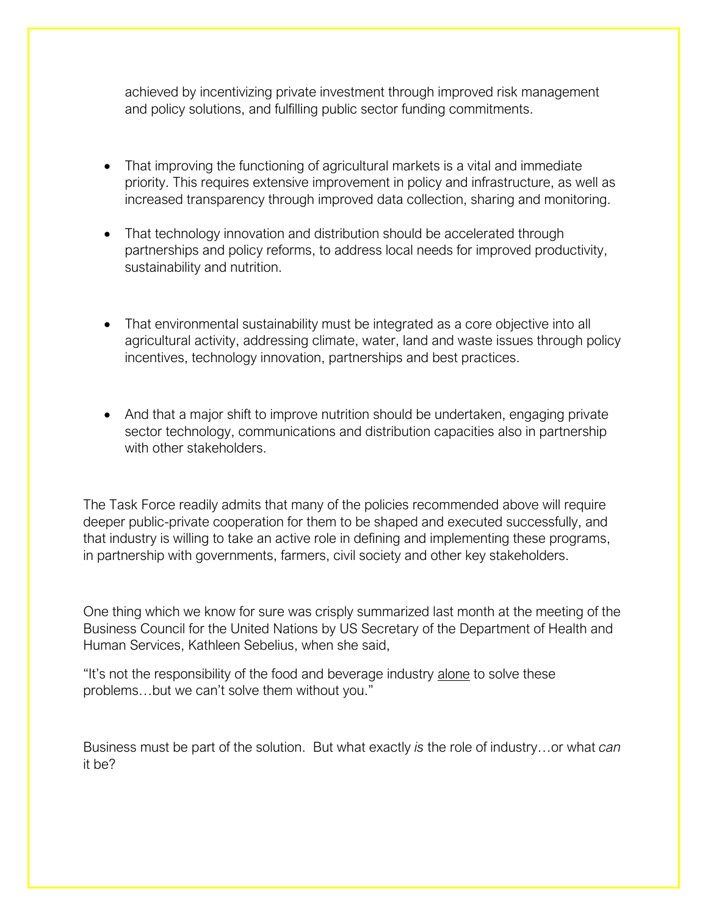achieved by incentivizing private investment through improved risk management and policy solutions, and fulfilling public sector funding commitments.

- That improving the functioning of agricultural markets is a vital and immediate priority. This requires extensive improvement in policy and infrastructure, as well as increased transparency through improved data collection, sharing and monitoring.

- That technology innovation and distribution should be accelerated through partnerships and policy reforms, to address local needs for improved productivity, sustainability and nutrition.

- That environmental sustainability must be integrated as a core objective into all agricultural activity, addressing climate, water, land and waste issues through policy incentives, technology innovation, partnerships and best practices.

- And that a major shift to improve nutrition should be undertaken, engaging private sector technology, communications and distribution capacities also in partnership with other stakeholders.

The Task Force readily admits that many of the policies recommended above will require deeper public-private cooperation for them to be shaped and executed successfully, and that industry is willing to take an active role in defining and implementing these programs, in partnership with governments, farmers, civil society and other key stakeholders.

One thing which we know for sure was crisply summarized last month at the meeting of the Business Council for the United Nations by US Secretary of the Department of Health and Human Services, Kathleen Sebelius, when she said,

"It's not the responsibility of the food and beverage industry <u>alone</u> to solve these problems…but we can't solve them without you."

Business must be part of the solution. But what exactly *is* the role of industry…or what *can* it be?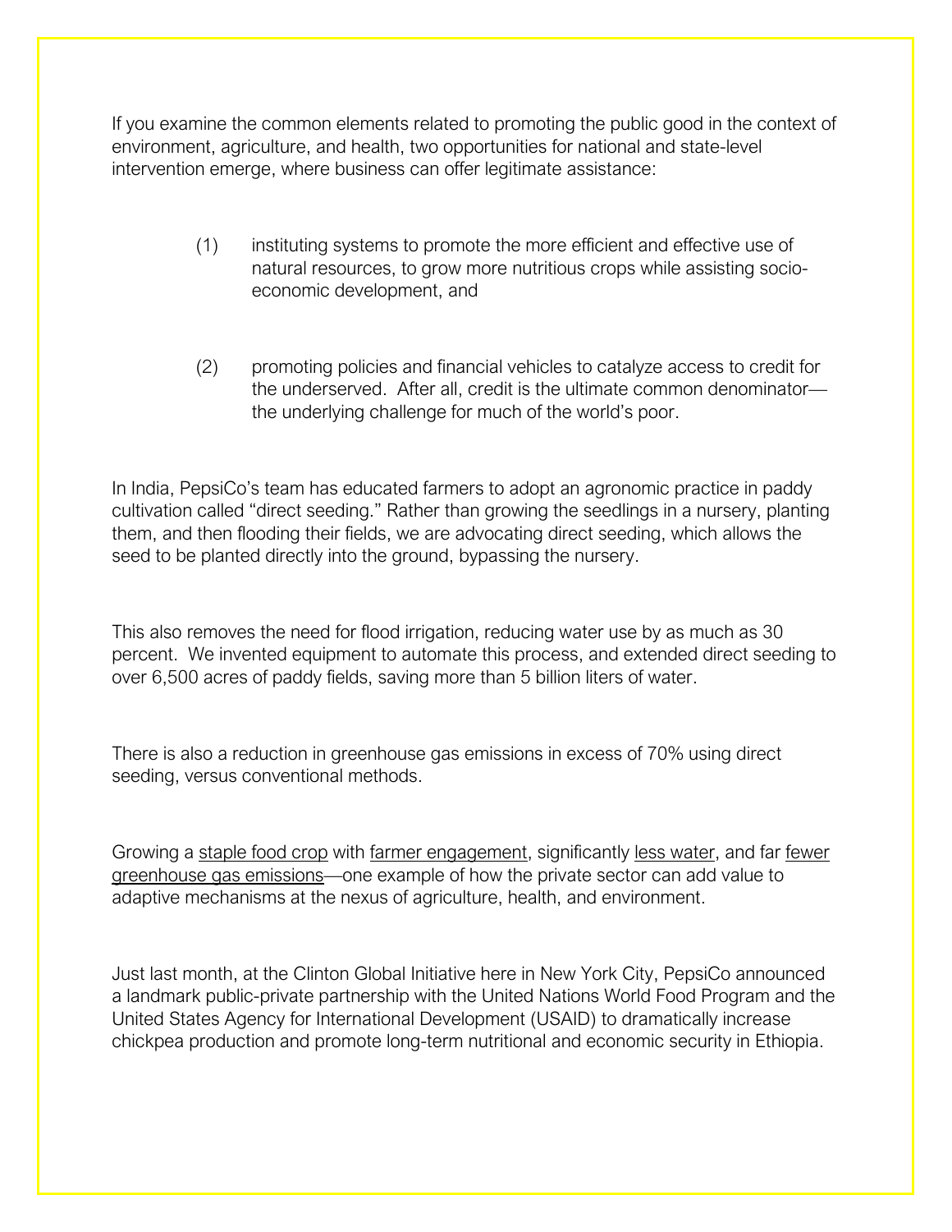If you examine the common elements related to promoting the public good in the context of environment, agriculture, and health, two opportunities for national and state-level intervention emerge, where business can offer legitimate assistance:

(1) instituting systems to promote the more efficient and effective use of natural resources, to grow more nutritious crops while assisting socio-economic development, and

(2) promoting policies and financial vehicles to catalyze access to credit for the underserved. After all, credit is the ultimate common denominator—the underlying challenge for much of the world's poor.

In India, PepsiCo's team has educated farmers to adopt an agronomic practice in paddy cultivation called "direct seeding." Rather than growing the seedlings in a nursery, planting them, and then flooding their fields, we are advocating direct seeding, which allows the seed to be planted directly into the ground, bypassing the nursery.

This also removes the need for flood irrigation, reducing water use by as much as 30 percent. We invented equipment to automate this process, and extended direct seeding to over 6,500 acres of paddy fields, saving more than 5 billion liters of water.

There is also a reduction in greenhouse gas emissions in excess of 70% using direct seeding, versus conventional methods.

Growing a <u>staple food crop</u> with <u>farmer engagement</u>, significantly <u>less water</u>, and far <u>fewer greenhouse gas emissions</u>—one example of how the private sector can add value to adaptive mechanisms at the nexus of agriculture, health, and environment.

Just last month, at the Clinton Global Initiative here in New York City, PepsiCo announced a landmark public-private partnership with the United Nations World Food Program and the United States Agency for International Development (USAID) to dramatically increase chickpea production and promote long-term nutritional and economic security in Ethiopia.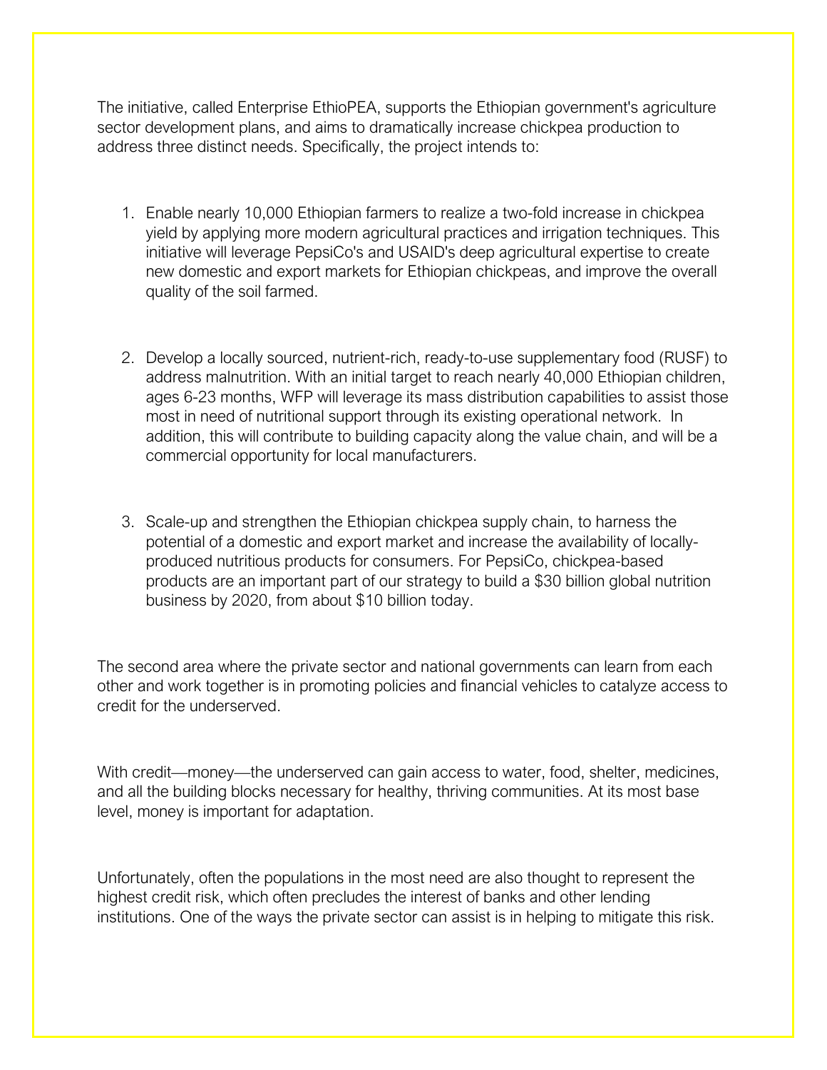The initiative, called Enterprise EthioPEA, supports the Ethiopian government's agriculture sector development plans, and aims to dramatically increase chickpea production to address three distinct needs. Specifically, the project intends to:

1. Enable nearly 10,000 Ethiopian farmers to realize a two-fold increase in chickpea yield by applying more modern agricultural practices and irrigation techniques. This initiative will leverage PepsiCo's and USAID's deep agricultural expertise to create new domestic and export markets for Ethiopian chickpeas, and improve the overall quality of the soil farmed.

2. Develop a locally sourced, nutrient-rich, ready-to-use supplementary food (RUSF) to address malnutrition. With an initial target to reach nearly 40,000 Ethiopian children, ages 6-23 months, WFP will leverage its mass distribution capabilities to assist those most in need of nutritional support through its existing operational network. In addition, this will contribute to building capacity along the value chain, and will be a commercial opportunity for local manufacturers.

3. Scale-up and strengthen the Ethiopian chickpea supply chain, to harness the potential of a domestic and export market and increase the availability of locally-produced nutritious products for consumers. For PepsiCo, chickpea-based products are an important part of our strategy to build a $30 billion global nutrition business by 2020, from about $10 billion today.

The second area where the private sector and national governments can learn from each other and work together is in promoting policies and financial vehicles to catalyze access to credit for the underserved.

With credit—money—the underserved can gain access to water, food, shelter, medicines, and all the building blocks necessary for healthy, thriving communities. At its most base level, money is important for adaptation.

Unfortunately, often the populations in the most need are also thought to represent the highest credit risk, which often precludes the interest of banks and other lending institutions. One of the ways the private sector can assist is in helping to mitigate this risk.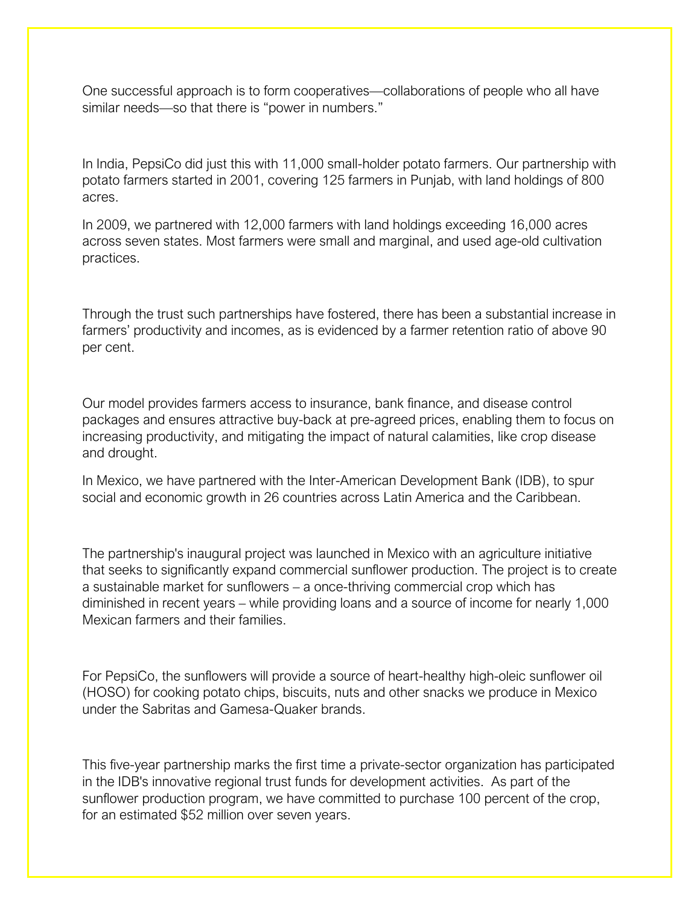One successful approach is to form cooperatives—collaborations of people who all have similar needs—so that there is "power in numbers."

In India, PepsiCo did just this with 11,000 small-holder potato farmers. Our partnership with potato farmers started in 2001, covering 125 farmers in Punjab, with land holdings of 800 acres.

In 2009, we partnered with 12,000 farmers with land holdings exceeding 16,000 acres across seven states. Most farmers were small and marginal, and used age-old cultivation practices.

Through the trust such partnerships have fostered, there has been a substantial increase in farmers' productivity and incomes, as is evidenced by a farmer retention ratio of above 90 per cent.

Our model provides farmers access to insurance, bank finance, and disease control packages and ensures attractive buy-back at pre-agreed prices, enabling them to focus on increasing productivity, and mitigating the impact of natural calamities, like crop disease and drought.

In Mexico, we have partnered with the Inter-American Development Bank (IDB), to spur social and economic growth in 26 countries across Latin America and the Caribbean.

The partnership's inaugural project was launched in Mexico with an agriculture initiative that seeks to significantly expand commercial sunflower production. The project is to create a sustainable market for sunflowers – a once-thriving commercial crop which has diminished in recent years – while providing loans and a source of income for nearly 1,000 Mexican farmers and their families.

For PepsiCo, the sunflowers will provide a source of heart-healthy high-oleic sunflower oil (HOSO) for cooking potato chips, biscuits, nuts and other snacks we produce in Mexico under the Sabritas and Gamesa-Quaker brands.

This five-year partnership marks the first time a private-sector organization has participated in the IDB's innovative regional trust funds for development activities. As part of the sunflower production program, we have committed to purchase 100 percent of the crop, for an estimated $52 million over seven years.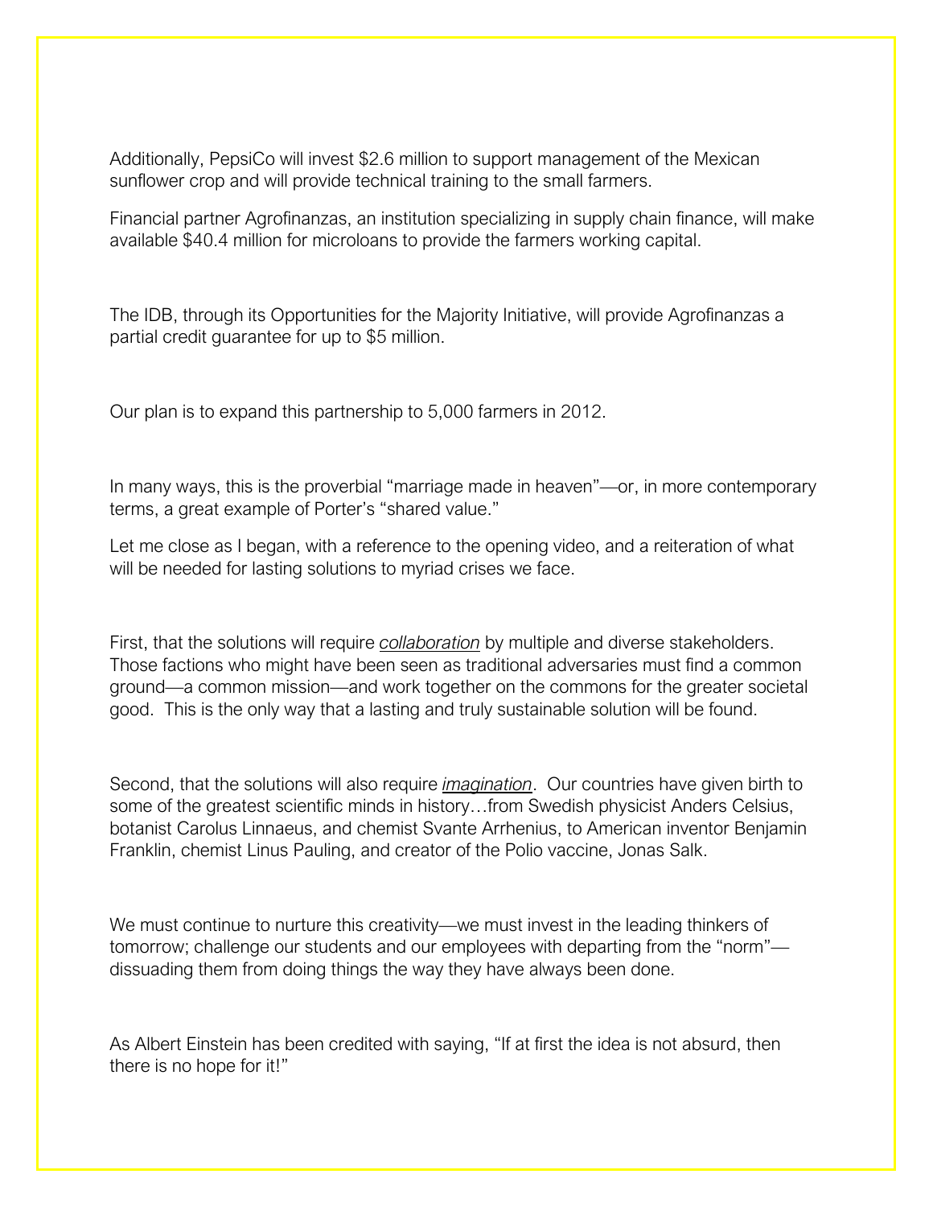Additionally, PepsiCo will invest $2.6 million to support management of the Mexican sunflower crop and will provide technical training to the small farmers.

Financial partner Agrofinanzas, an institution specializing in supply chain finance, will make available $40.4 million for microloans to provide the farmers working capital.

The IDB, through its Opportunities for the Majority Initiative, will provide Agrofinanzas a partial credit guarantee for up to $5 million.

Our plan is to expand this partnership to 5,000 farmers in 2012.

In many ways, this is the proverbial "marriage made in heaven"—or, in more contemporary terms, a great example of Porter's "shared value."

Let me close as I began, with a reference to the opening video, and a reiteration of what will be needed for lasting solutions to myriad crises we face.

First, that the solutions will require *collaboration* by multiple and diverse stakeholders. Those factions who might have been seen as traditional adversaries must find a common ground—a common mission—and work together on the commons for the greater societal good. This is the only way that a lasting and truly sustainable solution will be found.

Second, that the solutions will also require *imagination*. Our countries have given birth to some of the greatest scientific minds in history…from Swedish physicist Anders Celsius, botanist Carolus Linnaeus, and chemist Svante Arrhenius, to American inventor Benjamin Franklin, chemist Linus Pauling, and creator of the Polio vaccine, Jonas Salk.

We must continue to nurture this creativity—we must invest in the leading thinkers of tomorrow; challenge our students and our employees with departing from the "norm"—dissuading them from doing things the way they have always been done.

As Albert Einstein has been credited with saying, "If at first the idea is not absurd, then there is no hope for it!"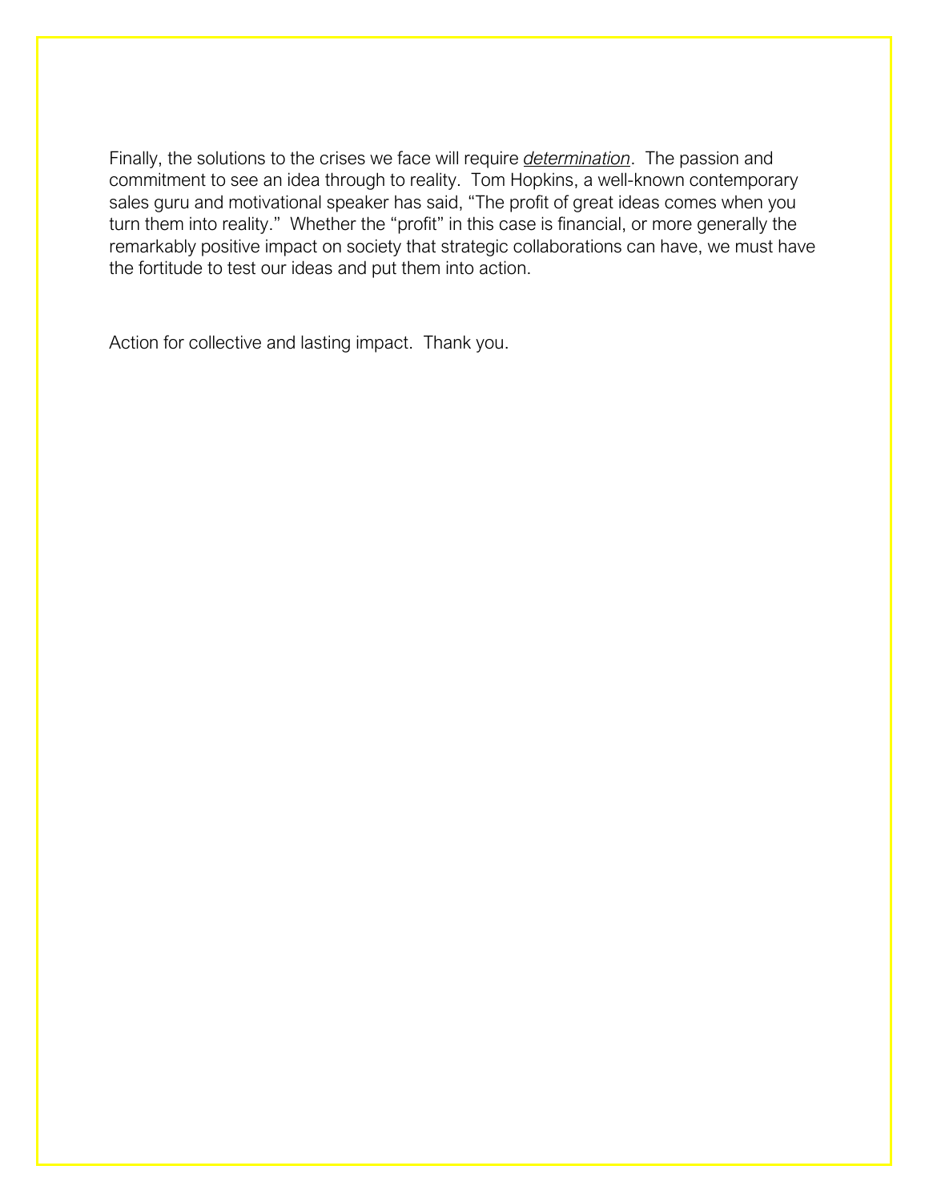Finally, the solutions to the crises we face will require *determination*. The passion and commitment to see an idea through to reality. Tom Hopkins, a well-known contemporary sales guru and motivational speaker has said, "The profit of great ideas comes when you turn them into reality." Whether the "profit" in this case is financial, or more generally the remarkably positive impact on society that strategic collaborations can have, we must have the fortitude to test our ideas and put them into action.

Action for collective and lasting impact. Thank you.